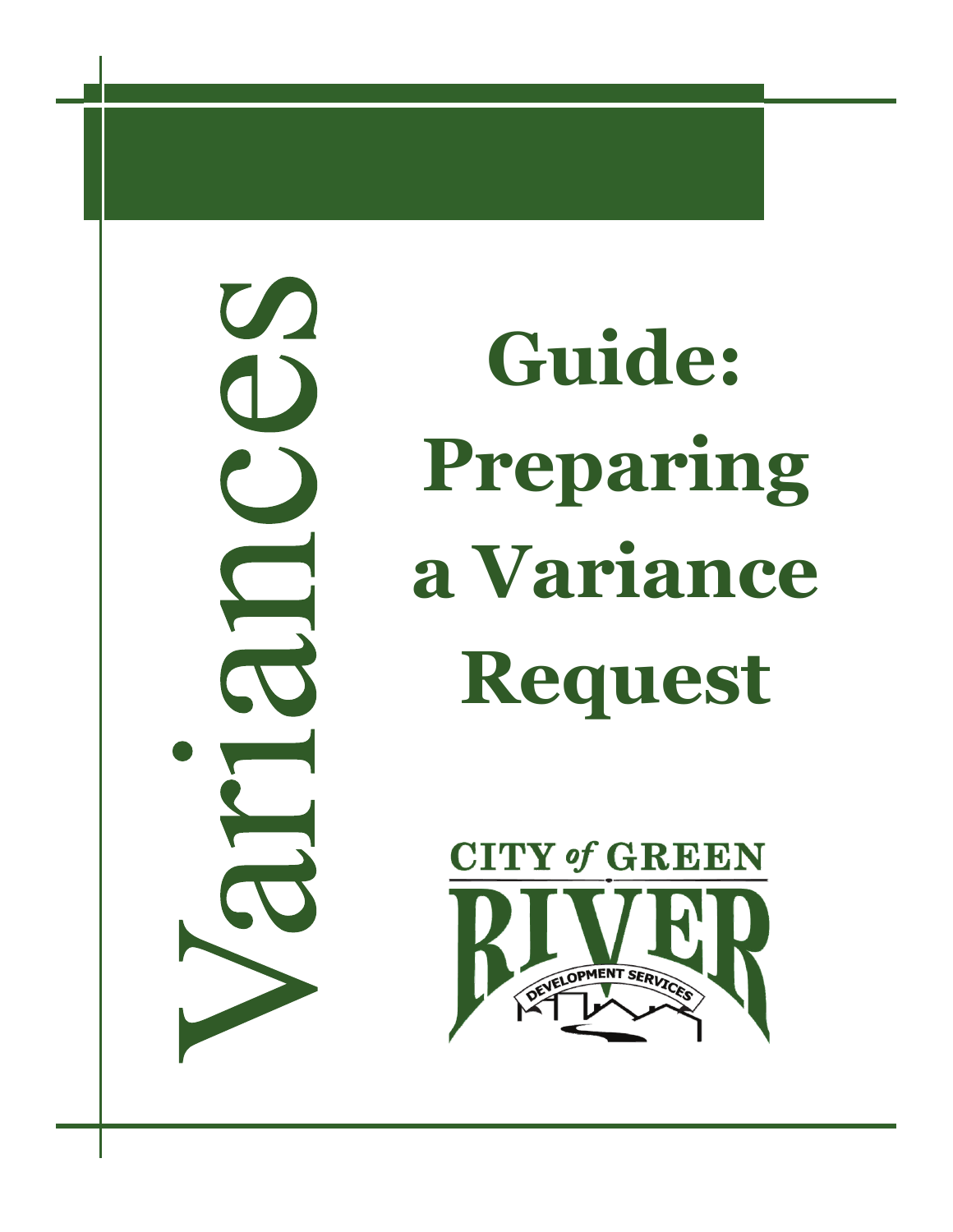Variances

# Guide: Preparing a Variance Request

CITY of GREEN RIVER

DEVELOPMENT SERVICES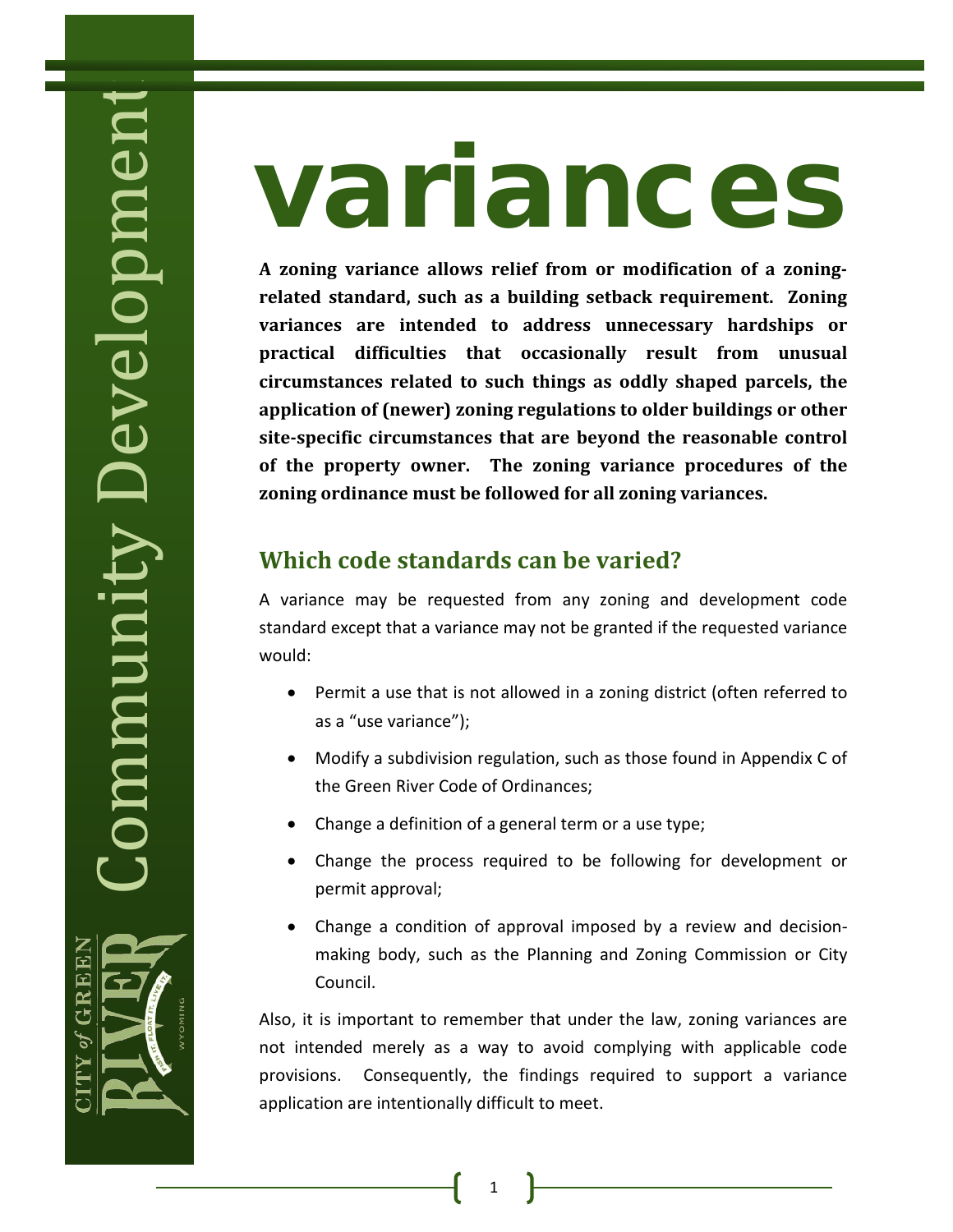# variances

**A zoning variance allows relief from or modification of a zoning-related standard, such as a building setback requirement. Zoning variances are intended to address unnecessary hardships or practical difficulties that occasionally result from unusual circumstances related to such things as oddly shaped parcels, the application of (newer) zoning regulations to older buildings or other site-specific circumstances that are beyond the reasonable control of the property owner. The zoning variance procedures of the zoning ordinance must be followed for all zoning variances.**

## Which code standards can be varied?

A variance may be requested from any zoning and development code standard except that a variance may not be granted if the requested variance would:

- Permit a use that is not allowed in a zoning district (often referred to as a "use variance");
- Modify a subdivision regulation, such as those found in Appendix C of the Green River Code of Ordinances;
- Change a definition of a general term or a use type;
- Change the process required to be following for development or permit approval;
- Change a condition of approval imposed by a review and decision-making body, such as the Planning and Zoning Commission or City Council.

Also, it is important to remember that under the law, zoning variances are not intended merely as a way to avoid complying with applicable code provisions. Consequently, the findings required to support a variance application are intentionally difficult to meet.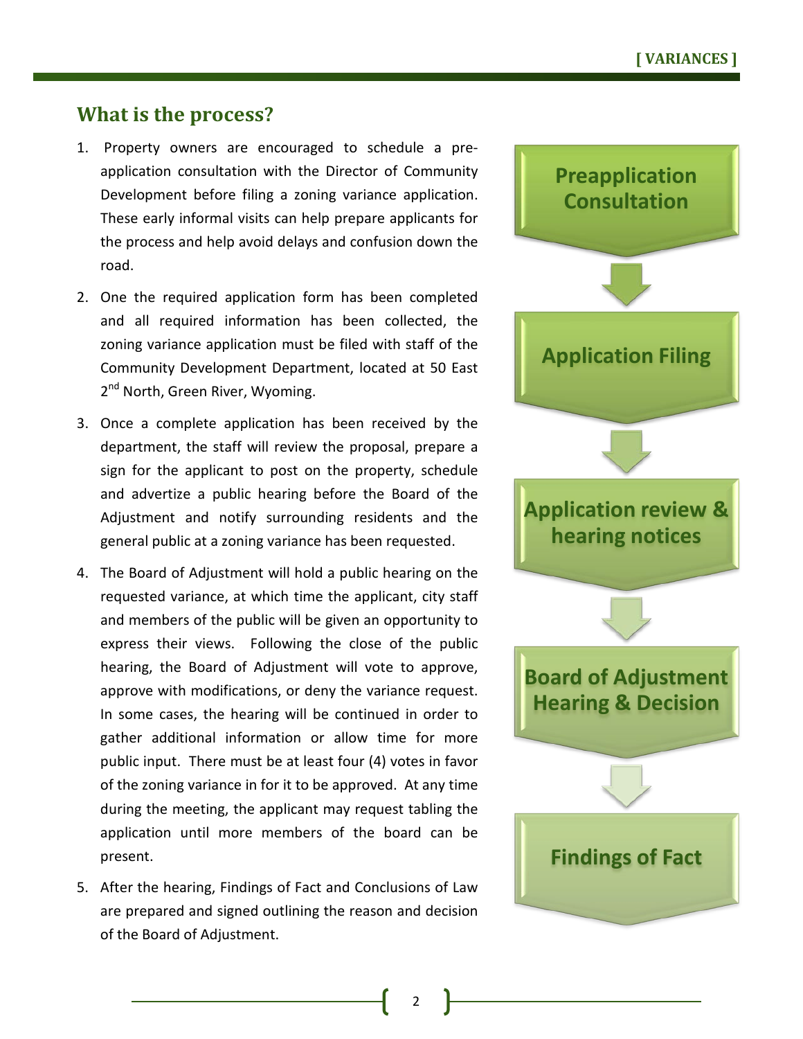## What is the process?

1. Property owners are encouraged to schedule a pre-application consultation with the Director of Community Development before filing a zoning variance application. These early informal visits can help prepare applicants for the process and help avoid delays and confusion down the road.
2. One the required application form has been completed and all required information has been collected, the zoning variance application must be filed with staff of the Community Development Department, located at 50 East 2nd North, Green River, Wyoming.
3. Once a complete application has been received by the department, the staff will review the proposal, prepare a sign for the applicant to post on the property, schedule and advertize a public hearing before the Board of the Adjustment and notify surrounding residents and the general public at a zoning variance has been requested.
4. The Board of Adjustment will hold a public hearing on the requested variance, at which time the applicant, city staff and members of the public will be given an opportunity to express their views. Following the close of the public hearing, the Board of Adjustment will vote to approve, approve with modifications, or deny the variance request. In some cases, the hearing will be continued in order to gather additional information or allow time for more public input. There must be at least four (4) votes in favor of the zoning variance in for it to be approved. At any time during the meeting, the applicant may request tabling the application until more members of the board can be present.
5. After the hearing, Findings of Fact and Conclusions of Law are prepared and signed outlining the reason and decision of the Board of Adjustment.

**Preapplication Consultation**

↓

**Application Filing**

↓

**Application review & hearing notices**

↓

**Board of Adjustment Hearing & Decision**

↓

**Findings of Fact**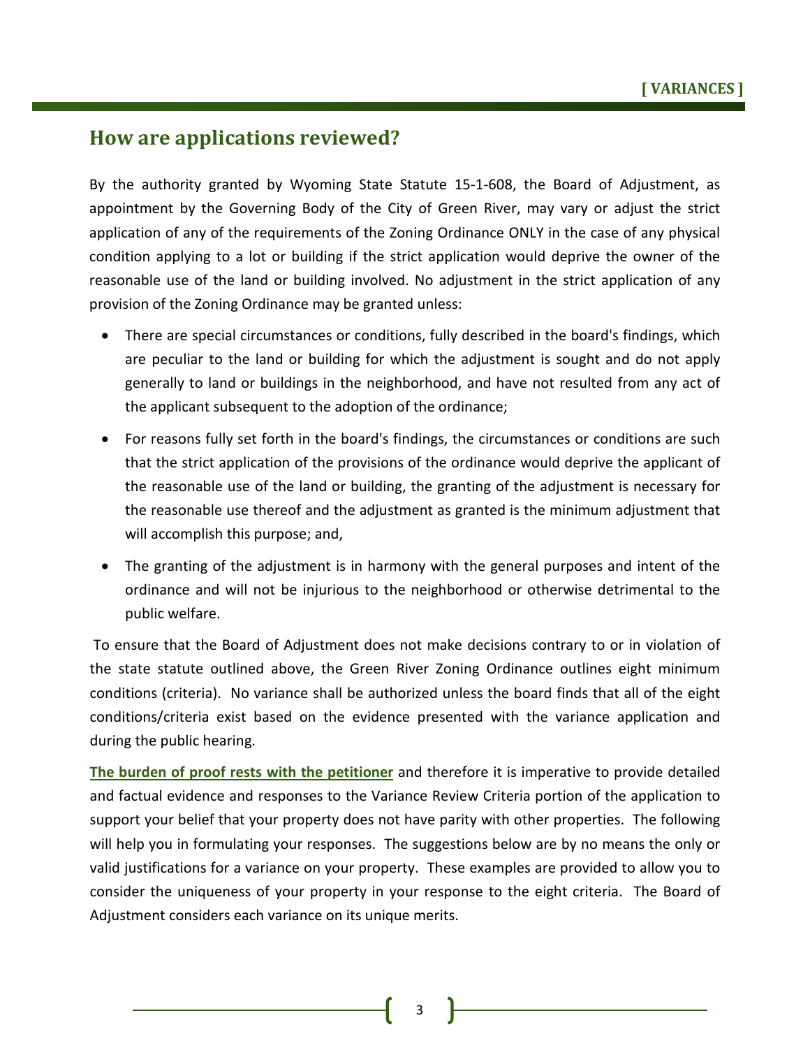## How are applications reviewed?

By the authority granted by Wyoming State Statute 15-1-608, the Board of Adjustment, as appointment by the Governing Body of the City of Green River, may vary or adjust the strict application of any of the requirements of the Zoning Ordinance ONLY in the case of any physical condition applying to a lot or building if the strict application would deprive the owner of the reasonable use of the land or building involved. No adjustment in the strict application of any provision of the Zoning Ordinance may be granted unless:

- There are special circumstances or conditions, fully described in the board's findings, which are peculiar to the land or building for which the adjustment is sought and do not apply generally to land or buildings in the neighborhood, and have not resulted from any act of the applicant subsequent to the adoption of the ordinance;
- For reasons fully set forth in the board's findings, the circumstances or conditions are such that the strict application of the provisions of the ordinance would deprive the applicant of the reasonable use of the land or building, the granting of the adjustment is necessary for the reasonable use thereof and the adjustment as granted is the minimum adjustment that will accomplish this purpose; and,
- The granting of the adjustment is in harmony with the general purposes and intent of the ordinance and will not be injurious to the neighborhood or otherwise detrimental to the public welfare.

To ensure that the Board of Adjustment does not make decisions contrary to or in violation of the state statute outlined above, the Green River Zoning Ordinance outlines eight minimum conditions (criteria). No variance shall be authorized unless the board finds that all of the eight conditions/criteria exist based on the evidence presented with the variance application and during the public hearing.

**The burden of proof rests with the petitioner** and therefore it is imperative to provide detailed and factual evidence and responses to the Variance Review Criteria portion of the application to support your belief that your property does not have parity with other properties. The following will help you in formulating your responses. The suggestions below are by no means the only or valid justifications for a variance on your property. These examples are provided to allow you to consider the uniqueness of your property in your response to the eight criteria. The Board of Adjustment considers each variance on its unique merits.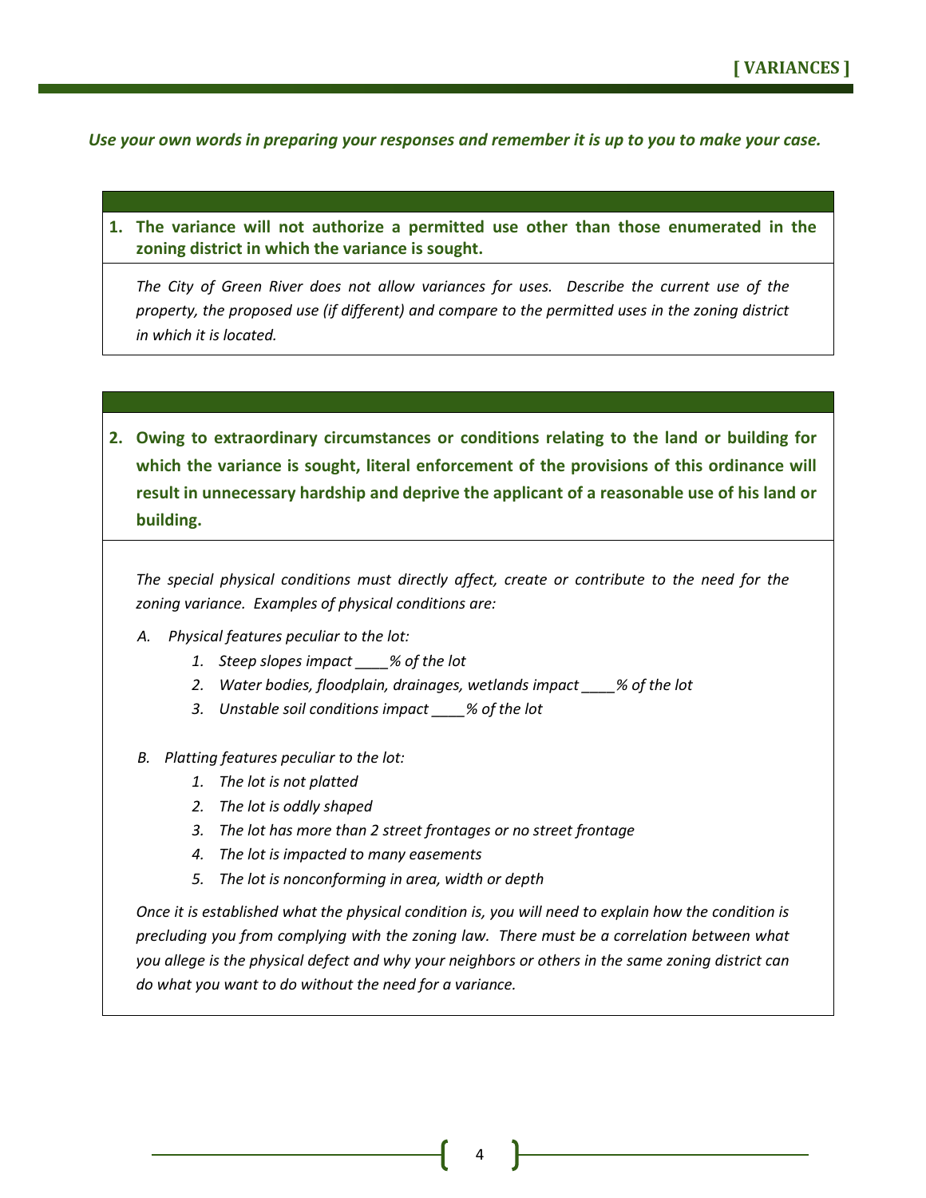*Use your own words in preparing your responses and remember it is up to you to make your case.*

**1. The variance will not authorize a permitted use other than those enumerated in the zoning district in which the variance is sought.**

*The City of Green River does not allow variances for uses. Describe the current use of the property, the proposed use (if different) and compare to the permitted uses in the zoning district in which it is located.*

**2. Owing to extraordinary circumstances or conditions relating to the land or building for which the variance is sought, literal enforcement of the provisions of this ordinance will result in unnecessary hardship and deprive the applicant of a reasonable use of his land or building.**

*The special physical conditions must directly affect, create or contribute to the need for the zoning variance. Examples of physical conditions are:*

*A. Physical features peculiar to the lot:*

1. *Steep slopes impact ____% of the lot*
2. *Water bodies, floodplain, drainages, wetlands impact ____% of the lot*
3. *Unstable soil conditions impact ____% of the lot*

*B. Platting features peculiar to the lot:*

1. *The lot is not platted*
2. *The lot is oddly shaped*
3. *The lot has more than 2 street frontages or no street frontage*
4. *The lot is impacted to many easements*
5. *The lot is nonconforming in area, width or depth*

*Once it is established what the physical condition is, you will need to explain how the condition is precluding you from complying with the zoning law. There must be a correlation between what you allege is the physical defect and why your neighbors or others in the same zoning district can do what you want to do without the need for a variance.*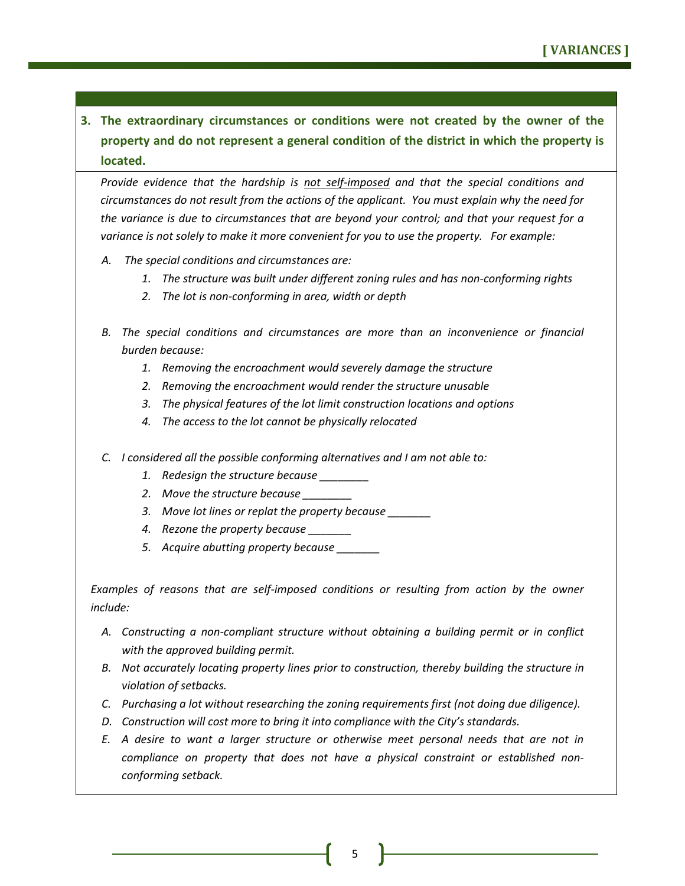### 3. The extraordinary circumstances or conditions were not created by the owner of the property and do not represent a general condition of the district in which the property is located.

*Provide evidence that the hardship is <u>not self-imposed</u> and that the special conditions and circumstances do not result from the actions of the applicant. You must explain why the need for the variance is due to circumstances that are beyond your control; and that your request for a variance is not solely to make it more convenient for you to use the property. For example:*

*A. The special conditions and circumstances are:*

   *1. The structure was built under different zoning rules and has non-conforming rights*
   
   *2. The lot is non-conforming in area, width or depth*

*B. The special conditions and circumstances are more than an inconvenience or financial burden because:*

   *1. Removing the encroachment would severely damage the structure*
   
   *2. Removing the encroachment would render the structure unusable*
   
   *3. The physical features of the lot limit construction locations and options*
   
   *4. The access to the lot cannot be physically relocated*

*C. I considered all the possible conforming alternatives and I am not able to:*

   *1. Redesign the structure because ________*
   
   *2. Move the structure because ________*
   
   *3. Move lot lines or replat the property because _______*
   
   *4. Rezone the property because _______*
   
   *5. Acquire abutting property because _______*

*Examples of reasons that are self-imposed conditions or resulting from action by the owner include:*

*A. Constructing a non-compliant structure without obtaining a building permit or in conflict with the approved building permit.*

*B. Not accurately locating property lines prior to construction, thereby building the structure in violation of setbacks.*

*C. Purchasing a lot without researching the zoning requirements first (not doing due diligence).*

*D. Construction will cost more to bring it into compliance with the City's standards.*

*E. A desire to want a larger structure or otherwise meet personal needs that are not in compliance on property that does not have a physical constraint or established non-conforming setback.*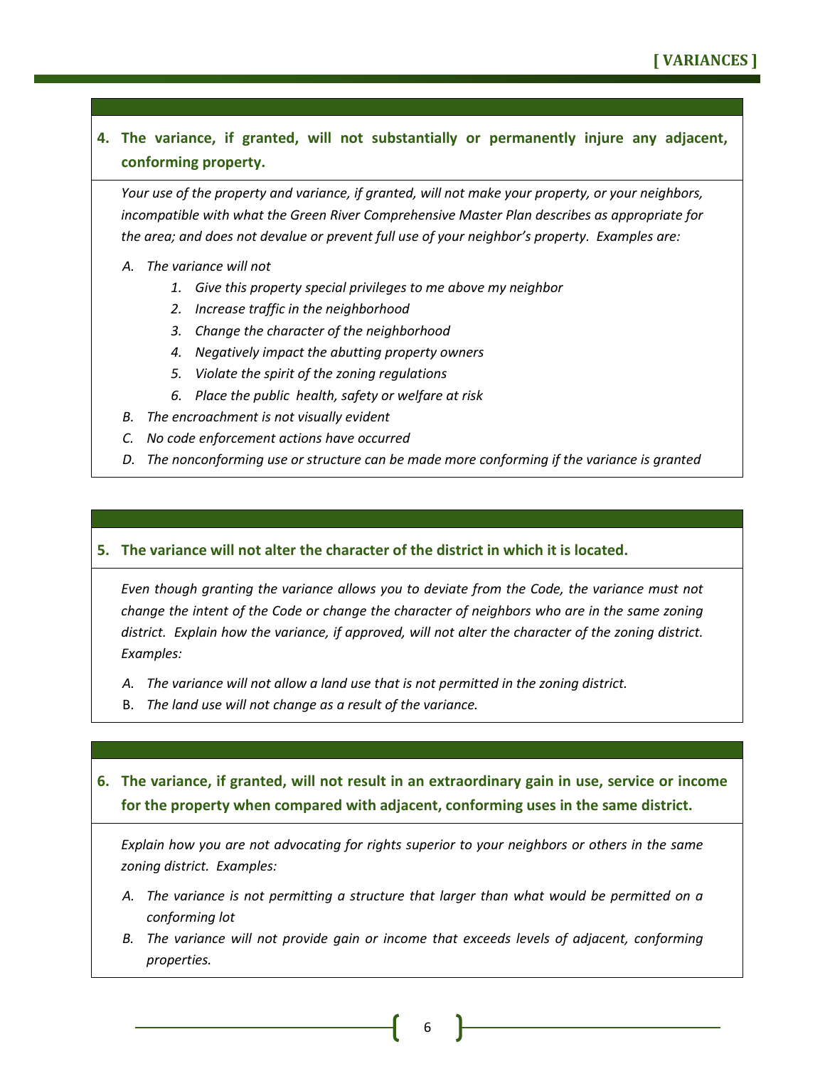**4. The variance, if granted, will not substantially or permanently injure any adjacent, conforming property.**

*Your use of the property and variance, if granted, will not make your property, or your neighbors, incompatible with what the Green River Comprehensive Master Plan describes as appropriate for the area; and does not devalue or prevent full use of your neighbor's property. Examples are:*

- *A. The variance will not*
  - *1. Give this property special privileges to me above my neighbor*
  - *2. Increase traffic in the neighborhood*
  - *3. Change the character of the neighborhood*
  - *4. Negatively impact the abutting property owners*
  - *5. Violate the spirit of the zoning regulations*
  - *6. Place the public health, safety or welfare at risk*
- *B. The encroachment is not visually evident*
- *C. No code enforcement actions have occurred*
- *D. The nonconforming use or structure can be made more conforming if the variance is granted*

**5. The variance will not alter the character of the district in which it is located.**

*Even though granting the variance allows you to deviate from the Code, the variance must not change the intent of the Code or change the character of neighbors who are in the same zoning district. Explain how the variance, if approved, will not alter the character of the zoning district. Examples:*

- *A. The variance will not allow a land use that is not permitted in the zoning district.*
- B. *The land use will not change as a result of the variance.*

**6. The variance, if granted, will not result in an extraordinary gain in use, service or income for the property when compared with adjacent, conforming uses in the same district.**

*Explain how you are not advocating for rights superior to your neighbors or others in the same zoning district. Examples:*

- *A. The variance is not permitting a structure that larger than what would be permitted on a conforming lot*
- *B. The variance will not provide gain or income that exceeds levels of adjacent, conforming properties.*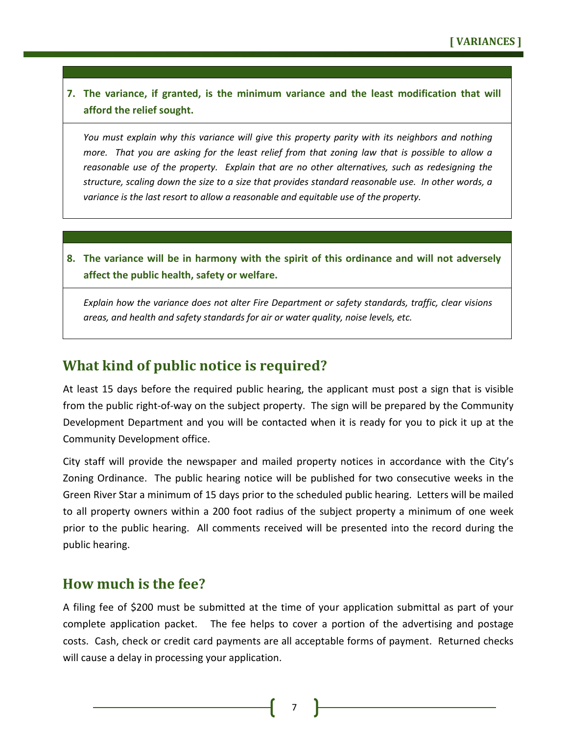**7. The variance, if granted, is the minimum variance and the least modification that will afford the relief sought.**

*You must explain why this variance will give this property parity with its neighbors and nothing more. That you are asking for the least relief from that zoning law that is possible to allow a reasonable use of the property. Explain that are no other alternatives, such as redesigning the structure, scaling down the size to a size that provides standard reasonable use. In other words, a variance is the last resort to allow a reasonable and equitable use of the property.*

**8. The variance will be in harmony with the spirit of this ordinance and will not adversely affect the public health, safety or welfare.**

*Explain how the variance does not alter Fire Department or safety standards, traffic, clear visions areas, and health and safety standards for air or water quality, noise levels, etc.*

## What kind of public notice is required?

At least 15 days before the required public hearing, the applicant must post a sign that is visible from the public right-of-way on the subject property. The sign will be prepared by the Community Development Department and you will be contacted when it is ready for you to pick it up at the Community Development office.

City staff will provide the newspaper and mailed property notices in accordance with the City's Zoning Ordinance. The public hearing notice will be published for two consecutive weeks in the Green River Star a minimum of 15 days prior to the scheduled public hearing. Letters will be mailed to all property owners within a 200 foot radius of the subject property a minimum of one week prior to the public hearing. All comments received will be presented into the record during the public hearing.

## How much is the fee?

A filing fee of $200 must be submitted at the time of your application submittal as part of your complete application packet. The fee helps to cover a portion of the advertising and postage costs. Cash, check or credit card payments are all acceptable forms of payment. Returned checks will cause a delay in processing your application.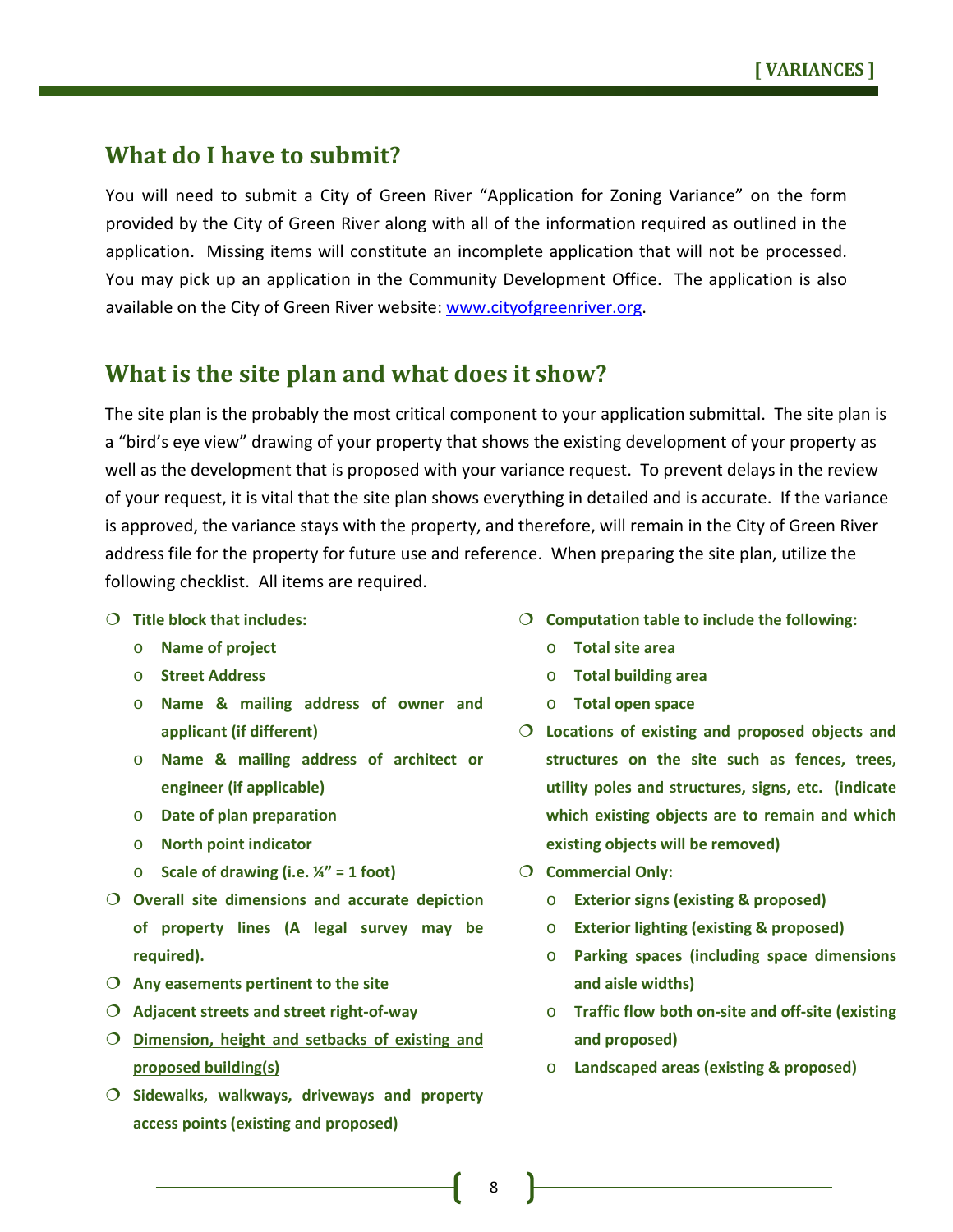## What do I have to submit?

You will need to submit a City of Green River "Application for Zoning Variance" on the form provided by the City of Green River along with all of the information required as outlined in the application. Missing items will constitute an incomplete application that will not be processed. You may pick up an application in the Community Development Office. The application is also available on the City of Green River website: www.cityofgreenriver.org.

## What is the site plan and what does it show?

The site plan is the probably the most critical component to your application submittal. The site plan is a "bird's eye view" drawing of your property that shows the existing development of your property as well as the development that is proposed with your variance request. To prevent delays in the review of your request, it is vital that the site plan shows everything in detailed and is accurate. If the variance is approved, the variance stays with the property, and therefore, will remain in the City of Green River address file for the property for future use and reference. When preparing the site plan, utilize the following checklist. All items are required.

- **Title block that includes:**
  - **Name of project**
  - **Street Address**
  - **Name & mailing address of owner and applicant (if different)**
  - **Name & mailing address of architect or engineer (if applicable)**
  - **Date of plan preparation**
  - **North point indicator**
  - **Scale of drawing (i.e. ¼" = 1 foot)**
- **Overall site dimensions and accurate depiction of property lines (A legal survey may be required).**
- **Any easements pertinent to the site**
- **Adjacent streets and street right-of-way**
- **<u>Dimension, height and setbacks of existing and proposed building(s)</u>**
- **Sidewalks, walkways, driveways and property access points (existing and proposed)**
- **Computation table to include the following:**
  - **Total site area**
  - **Total building area**
  - **Total open space**
- **Locations of existing and proposed objects and structures on the site such as fences, trees, utility poles and structures, signs, etc. (indicate which existing objects are to remain and which existing objects will be removed)**
- **Commercial Only:**
  - **Exterior signs (existing & proposed)**
  - **Exterior lighting (existing & proposed)**
  - **Parking spaces (including space dimensions and aisle widths)**
  - **Traffic flow both on-site and off-site (existing and proposed)**
  - **Landscaped areas (existing & proposed)**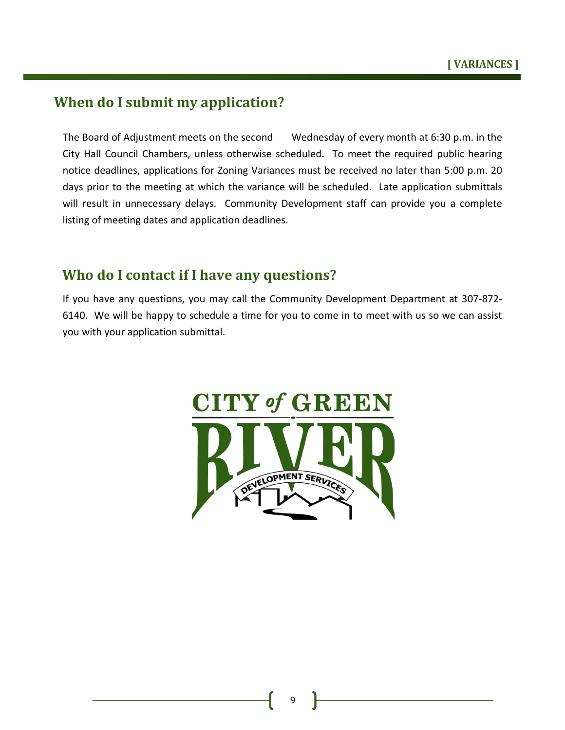## When do I submit my application?

The Board of Adjustment meets on the second Wednesday of every month at 6:30 p.m. in the City Hall Council Chambers, unless otherwise scheduled. To meet the required public hearing notice deadlines, applications for Zoning Variances must be received no later than 5:00 p.m. 20 days prior to the meeting at which the variance will be scheduled. Late application submittals will result in unnecessary delays. Community Development staff can provide you a complete listing of meeting dates and application deadlines.

## Who do I contact if I have any questions?

If you have any questions, you may call the Community Development Department at 307-872-6140. We will be happy to schedule a time for you to come in to meet with us so we can assist you with your application submittal.

CITY of GREEN RIVER DEVELOPMENT SERVICES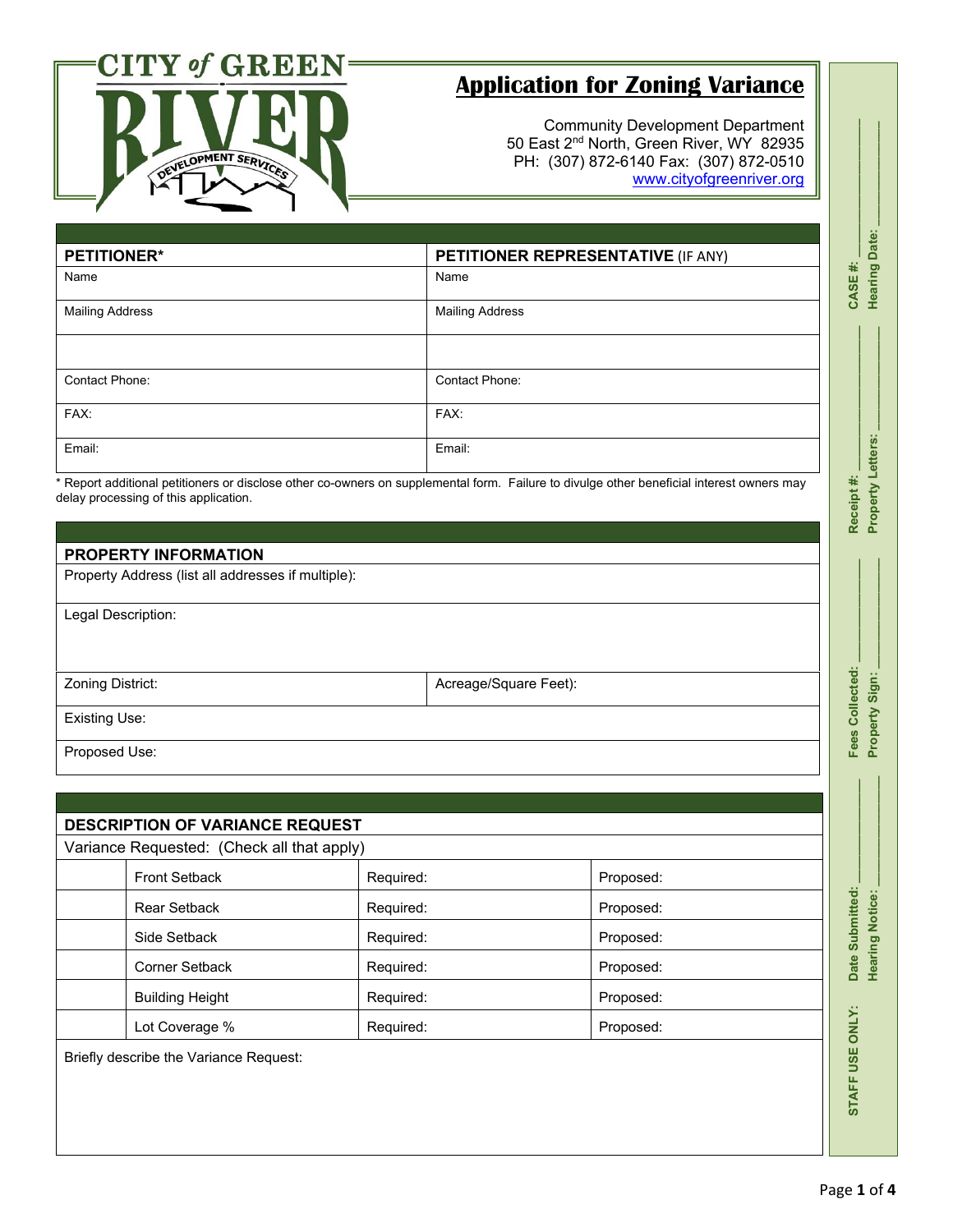CITY of GREEN RIVER DEVELOPMENT SERVICES

# Application for Zoning Variance

Community Development Department
50 East 2nd North, Green River, WY 82935
PH: (307) 872-6140 Fax: (307) 872-0510
www.cityofgreenriver.org

| PETITIONER* | PETITIONER REPRESENTATIVE (IF ANY) |
|---|---|
| Name | Name |
| Mailing Address | Mailing Address |
| | |
| Contact Phone: | Contact Phone: |
| FAX: | FAX: |
| Email: | Email: |

* Report additional petitioners or disclose other co-owners on supplemental form. Failure to divulge other beneficial interest owners may delay processing of this application.

| PROPERTY INFORMATION | |
|---|---|
| Property Address (list all addresses if multiple): | |
| Legal Description: | |
| Zoning District: | Acreage/Square Feet): |
| Existing Use: | |
| Proposed Use: | |

**DESCRIPTION OF VARIANCE REQUEST**

Variance Requested: (Check all that apply)

| | | | |
|---|---|---|---|
| | Front Setback | Required: | Proposed: |
| | Rear Setback | Required: | Proposed: |
| | Side Setback | Required: | Proposed: |
| | Corner Setback | Required: | Proposed: |
| | Building Height | Required: | Proposed: |
| | Lot Coverage % | Required: | Proposed: |

Briefly describe the Variance Request:

STAFF USE ONLY: Date Submitted: ________ Fees Collected: ________ Receipt #: ________ CASE #: ________
Hearing Notice: ________ Property Sign: ________ Property Letters: ________ Hearing Date: ________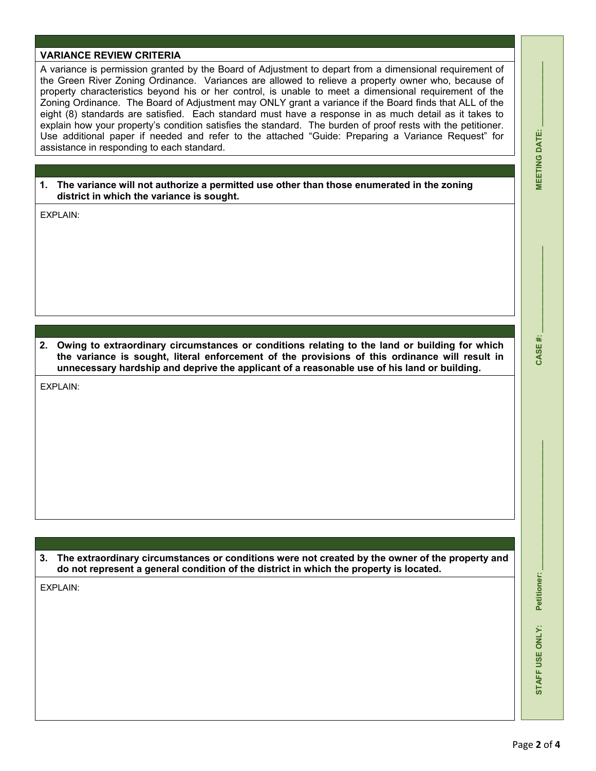## VARIANCE REVIEW CRITERIA

A variance is permission granted by the Board of Adjustment to depart from a dimensional requirement of the Green River Zoning Ordinance. Variances are allowed to relieve a property owner who, because of property characteristics beyond his or her control, is unable to meet a dimensional requirement of the Zoning Ordinance. The Board of Adjustment may ONLY grant a variance if the Board finds that ALL of the eight (8) standards are satisfied. Each standard must have a response in as much detail as it takes to explain how your property's condition satisfies the standard. The burden of proof rests with the petitioner. Use additional paper if needed and refer to the attached "Guide: Preparing a Variance Request" for assistance in responding to each standard.

**1. The variance will not authorize a permitted use other than those enumerated in the zoning district in which the variance is sought.**

EXPLAIN:

**2. Owing to extraordinary circumstances or conditions relating to the land or building for which the variance is sought, literal enforcement of the provisions of this ordinance will result in unnecessary hardship and deprive the applicant of a reasonable use of his land or building.**

EXPLAIN:

**3. The extraordinary circumstances or conditions were not created by the owner of the property and do not represent a general condition of the district in which the property is located.**

EXPLAIN:

**STAFF USE ONLY:** Petitioner: ____________ CASE #: ____________ MEETING DATE: ____________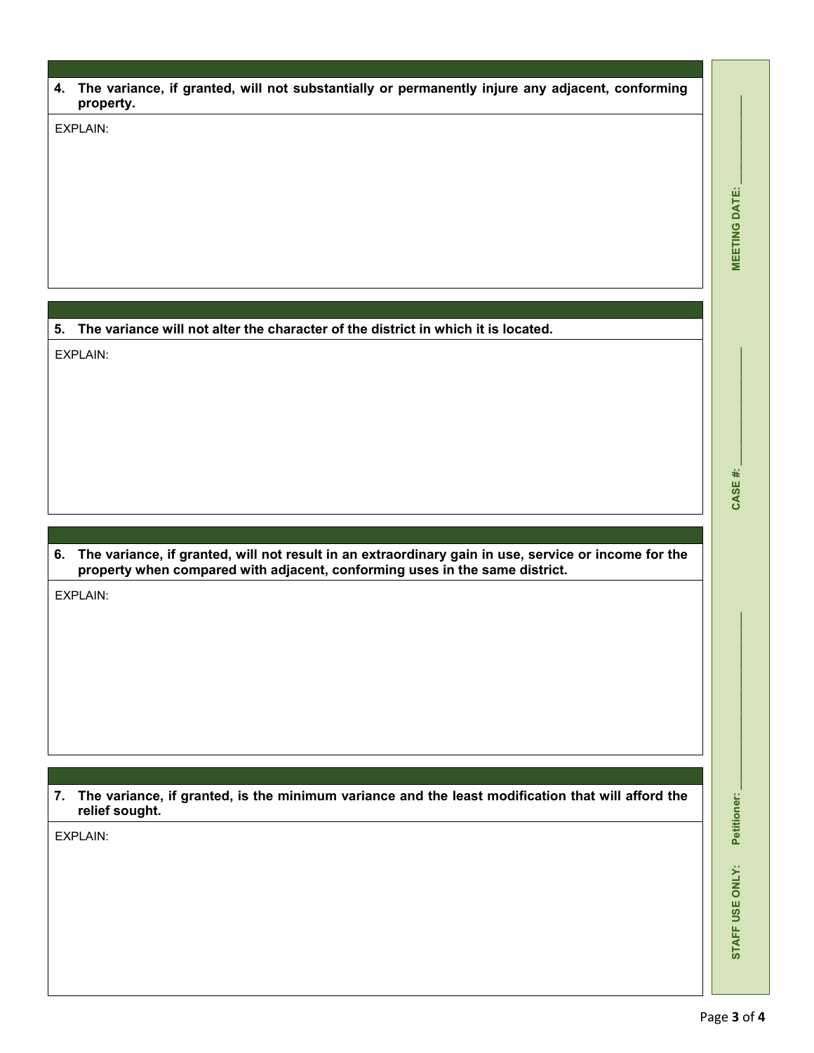**4. The variance, if granted, will not substantially or permanently injure any adjacent, conforming property.**

EXPLAIN:

**5. The variance will not alter the character of the district in which it is located.**

EXPLAIN:

**6. The variance, if granted, will not result in an extraordinary gain in use, service or income for the property when compared with adjacent, conforming uses in the same district.**

EXPLAIN:

**7. The variance, if granted, is the minimum variance and the least modification that will afford the relief sought.**

EXPLAIN:

**STAFF USE ONLY:** **Petitioner:** ______________________ **CASE #:** ______________ **MEETING DATE:** ____________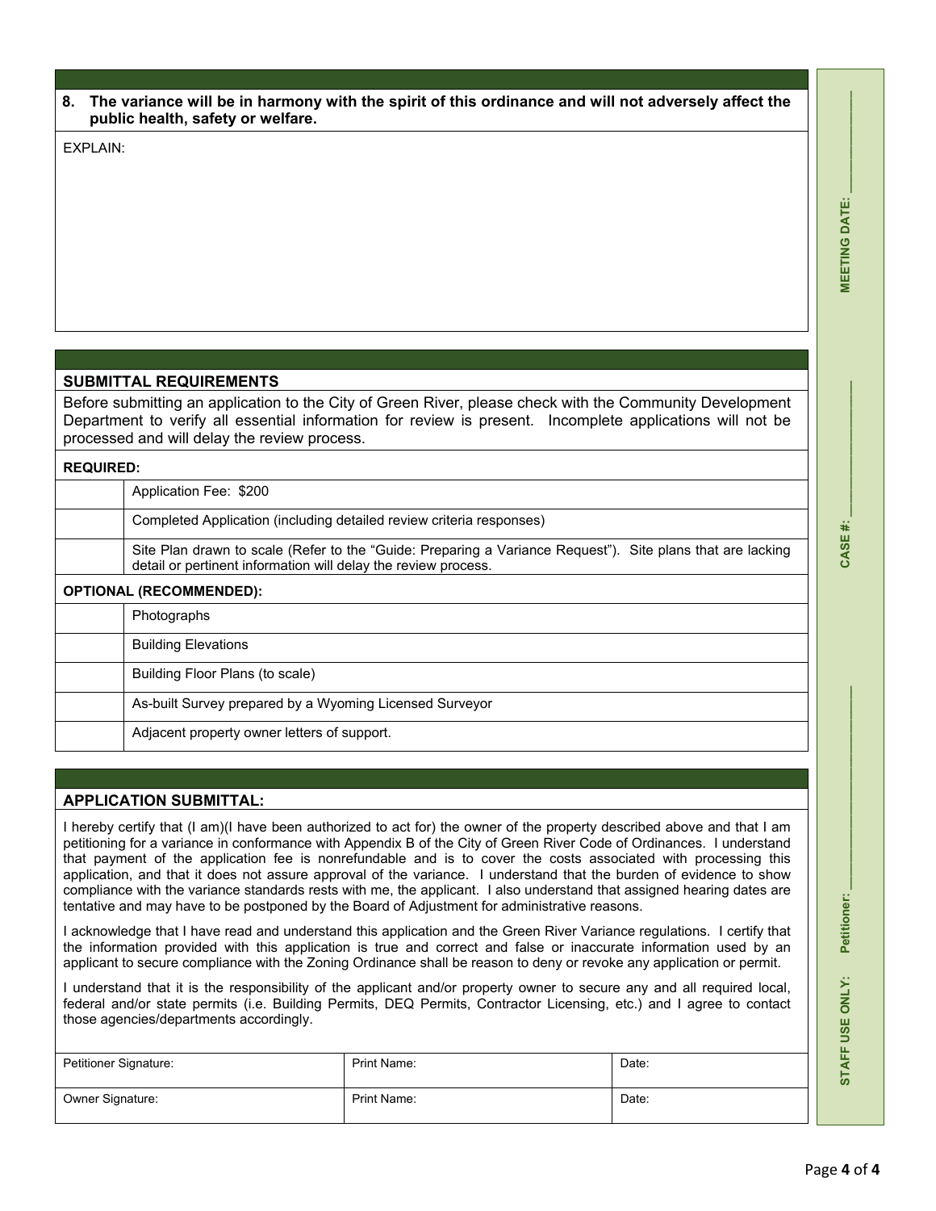**8. The variance will be in harmony with the spirit of this ordinance and will not adversely affect the public health, safety or welfare.**

EXPLAIN:

## SUBMITTAL REQUIREMENTS

Before submitting an application to the City of Green River, please check with the Community Development Department to verify all essential information for review is present. Incomplete applications will not be processed and will delay the review process.

**REQUIRED:**

| | |
|---|---|
| | Application Fee: $200 |
| | Completed Application (including detailed review criteria responses) |
| | Site Plan drawn to scale (Refer to the "Guide: Preparing a Variance Request"). Site plans that are lacking detail or pertinent information will delay the review process. |

**OPTIONAL (RECOMMENDED):**

| | |
|---|---|
| | Photographs |
| | Building Elevations |
| | Building Floor Plans (to scale) |
| | As-built Survey prepared by a Wyoming Licensed Surveyor |
| | Adjacent property owner letters of support. |

## APPLICATION SUBMITTAL:

I hereby certify that (I am)(I have been authorized to act for) the owner of the property described above and that I am petitioning for a variance in conformance with Appendix B of the City of Green River Code of Ordinances. I understand that payment of the application fee is nonrefundable and is to cover the costs associated with processing this application, and that it does not assure approval of the variance. I understand that the burden of evidence to show compliance with the variance standards rests with me, the applicant. I also understand that assigned hearing dates are tentative and may have to be postponed by the Board of Adjustment for administrative reasons.

I acknowledge that I have read and understand this application and the Green River Variance regulations. I certify that the information provided with this application is true and correct and false or inaccurate information used by an applicant to secure compliance with the Zoning Ordinance shall be reason to deny or revoke any application or permit.

I understand that it is the responsibility of the applicant and/or property owner to secure any and all required local, federal and/or state permits (i.e. Building Permits, DEQ Permits, Contractor Licensing, etc.) and I agree to contact those agencies/departments accordingly.

| | | |
|---|---|---|
| Petitioner Signature: | Print Name: | Date: |
| Owner Signature: | Print Name: | Date: |

**STAFF USE ONLY: Petitioner: ______________ CASE #: ______________ MEETING DATE: ______________**